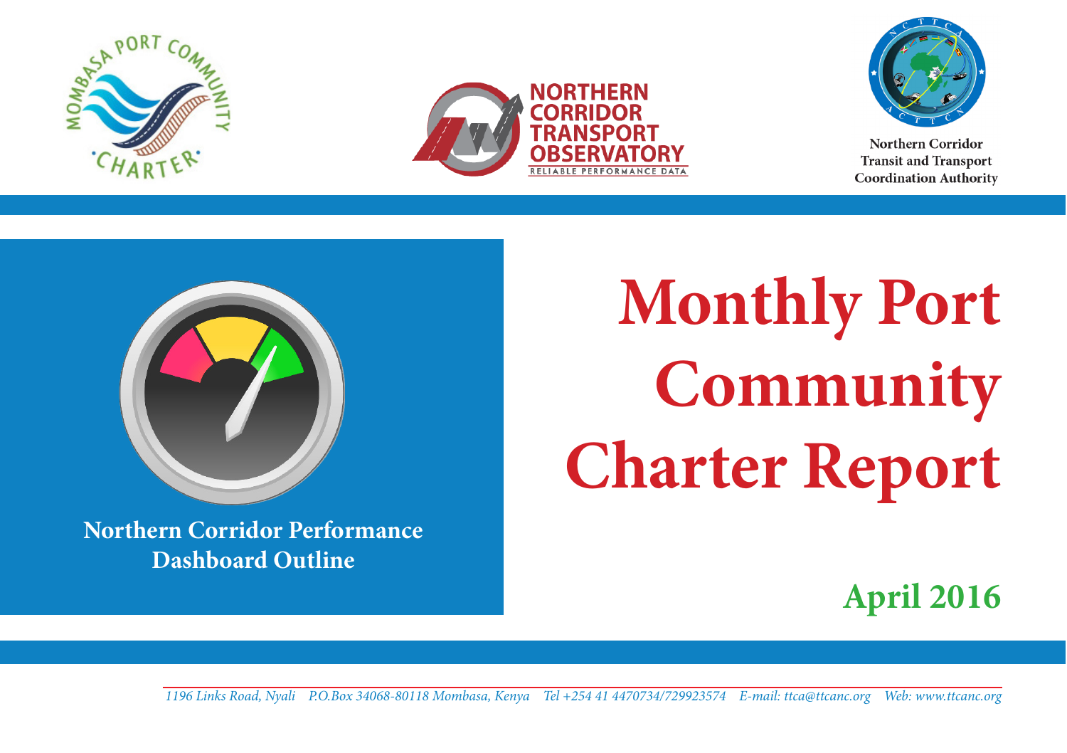MOMBASA PORT COMMUNITY CHARTER

NORTHERN CORRIDOR TRANSPORT OBSERVATORY

RELIABLE PERFORMANCE DATA

Northern Corridor Transit and Transport Coordination Authority

# Monthly Port Community Charter Report

**Northern Corridor Performance Dashboard Outline**

## April 2016

*1196 Links Road, Nyali P.O.Box 34068-80118 Mombasa, Kenya Tel +254 41 4470734/729923574 E-mail: ttca@ttcanc.org Web: www.ttcanc.org*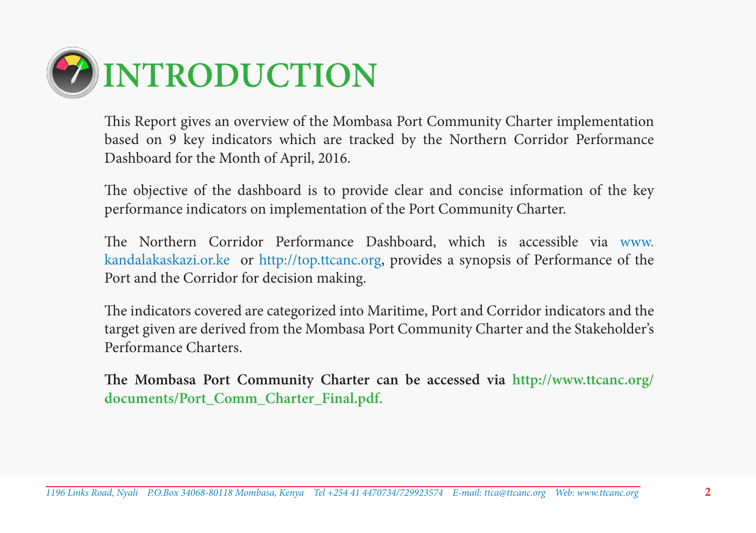# INTRODUCTION

This Report gives an overview of the Mombasa Port Community Charter implementation based on 9 key indicators which are tracked by the Northern Corridor Performance Dashboard for the Month of April, 2016.

The objective of the dashboard is to provide clear and concise information of the key performance indicators on implementation of the Port Community Charter.

The Northern Corridor Performance Dashboard, which is accessible via www.kandalakaskazi.or.ke or http://top.ttcanc.org, provides a synopsis of Performance of the Port and the Corridor for decision making.

The indicators covered are categorized into Maritime, Port and Corridor indicators and the target given are derived from the Mombasa Port Community Charter and the Stakeholder's Performance Charters.

**The Mombasa Port Community Charter can be accessed via http://www.ttcanc.org/documents/Port_Comm_Charter_Final.pdf.**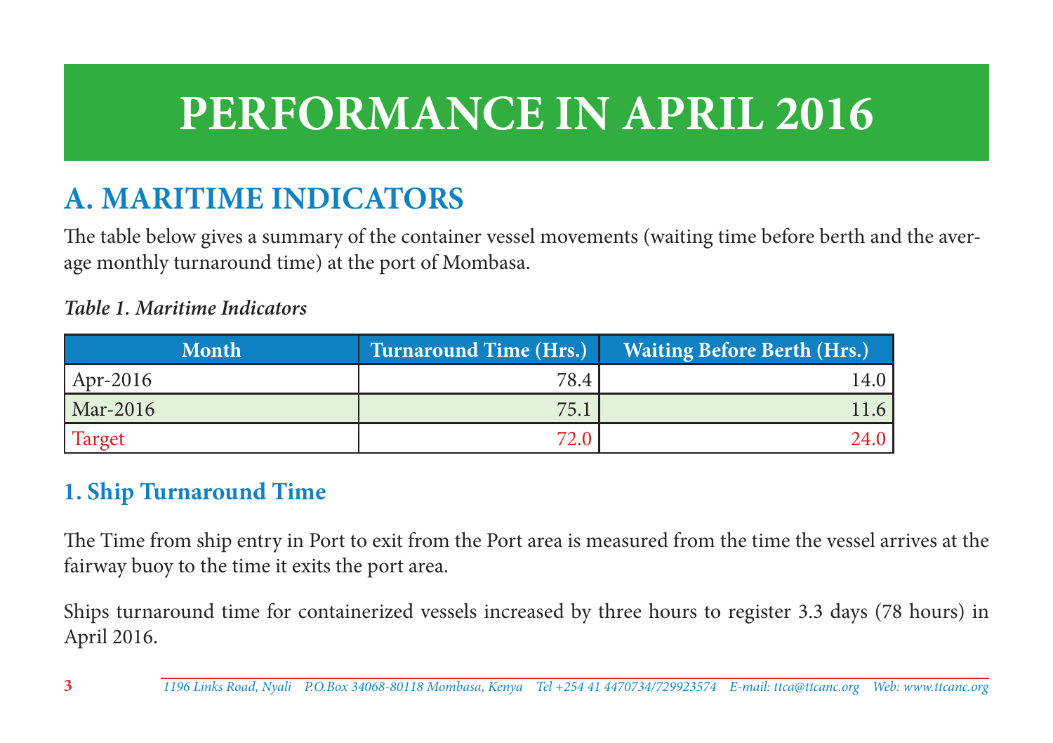# PERFORMANCE IN APRIL 2016

## A. MARITIME INDICATORS

The table below gives a summary of the container vessel movements (waiting time before berth and the average monthly turnaround time) at the port of Mombasa.

***Table 1. Maritime Indicators***

| Month | Turnaround Time (Hrs.) | Waiting Before Berth (Hrs.) |
|---|---|---|
| Apr-2016 | 78.4 | 14.0 |
| Mar-2016 | 75.1 | 11.6 |
| Target | 72.0 | 24.0 |

### 1. Ship Turnaround Time

The Time from ship entry in Port to exit from the Port area is measured from the time the vessel arrives at the fairway buoy to the time it exits the port area.

Ships turnaround time for containerized vessels increased by three hours to register 3.3 days (78 hours) in April 2016.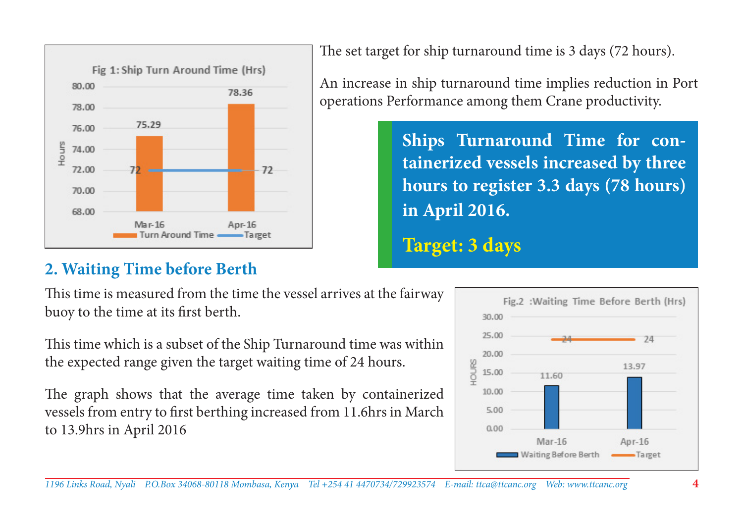**Fig 1: Ship Turn Around Time (Hrs)**

| | Mar-16 | Apr-16 |
|---|---|---|
| Turn Around Time | 75.29 | 78.36 |
| Target | 72 | 72 |

The set target for ship turnaround time is 3 days (72 hours).

An increase in ship turnaround time implies reduction in Port operations Performance among them Crane productivity.

**Ships Turnaround Time for containerized vessels increased by three hours to register 3.3 days (78 hours) in April 2016.**

**Target: 3 days**

## 2. Waiting Time before Berth

This time is measured from the time the vessel arrives at the fairway buoy to the time at its first berth.

This time which is a subset of the Ship Turnaround time was within the expected range given the target waiting time of 24 hours.

The graph shows that the average time taken by containerized vessels from entry to first berthing increased from 11.6hrs in March to 13.9hrs in April 2016

**Fig.2 :Waiting Time Before Berth (Hrs)**

| | Mar-16 | Apr-16 |
|---|---|---|
| Waiting Before Berth | 11.60 | 13.97 |
| Target | 24 | 24 |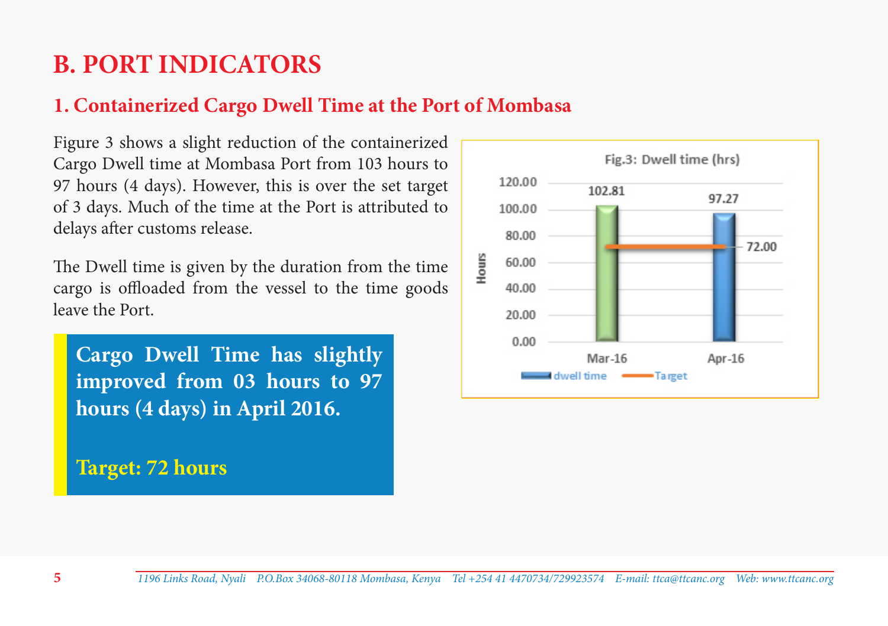# B. PORT INDICATORS

## 1. Containerized Cargo Dwell Time at the Port of Mombasa

Figure 3 shows a slight reduction of the containerized Cargo Dwell time at Mombasa Port from 103 hours to 97 hours (4 days). However, this is over the set target of 3 days. Much of the time at the Port is attributed to delays after customs release.

The Dwell time is given by the duration from the time cargo is offloaded from the vessel to the time goods leave the Port.

**Cargo Dwell Time has slightly improved from 03 hours to 97 hours (4 days) in April 2016.**

**Target: 72 hours**

Fig.3: Dwell time (hrs)

| Month | dwell time (Hours) | Target (Hours) |
|---|---|---|
| Mar-16 | 102.81 | 72.00 |
| Apr-16 | 97.27 | 72.00 |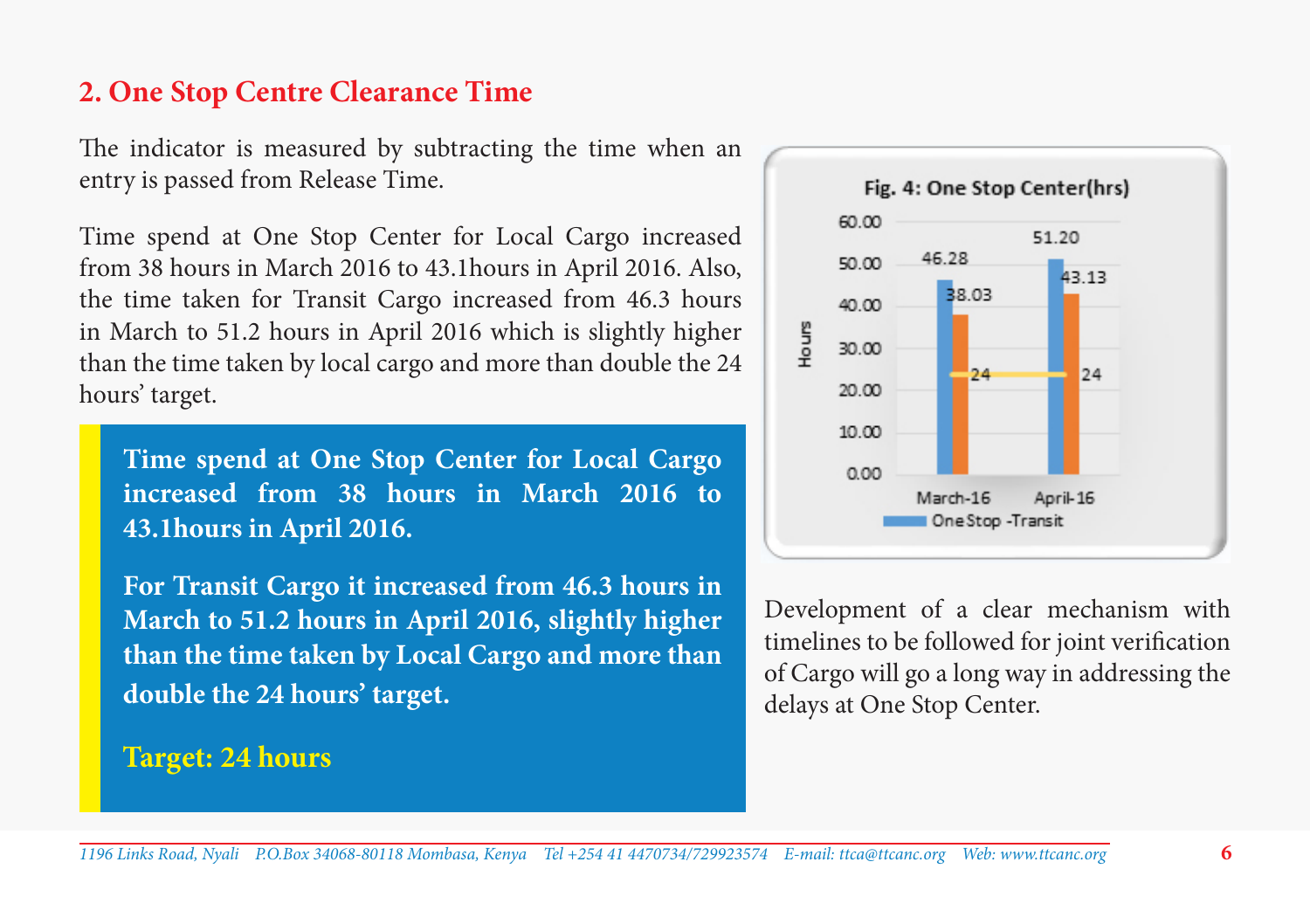## 2. One Stop Centre Clearance Time

The indicator is measured by subtracting the time when an entry is passed from Release Time.

Time spend at One Stop Center for Local Cargo increased from 38 hours in March 2016 to 43.1hours in April 2016. Also, the time taken for Transit Cargo increased from 46.3 hours in March to 51.2 hours in April 2016 which is slightly higher than the time taken by local cargo and more than double the 24 hours' target.

**Time spend at One Stop Center for Local Cargo increased from 38 hours in March 2016 to 43.1hours in April 2016.**

**For Transit Cargo it increased from 46.3 hours in March to 51.2 hours in April 2016, slightly higher than the time taken by Local Cargo and more than double the 24 hours' target.**

**Target: 24 hours**

**Fig. 4: One Stop Center(hrs)**

| | One Stop -Transit | Local | Target |
|---|---|---|---|
| March-16 | 46.28 | 38.03 | 24 |
| April-16 | 51.20 | 43.13 | 24 |

Development of a clear mechanism with timelines to be followed for joint verification of Cargo will go a long way in addressing the delays at One Stop Center.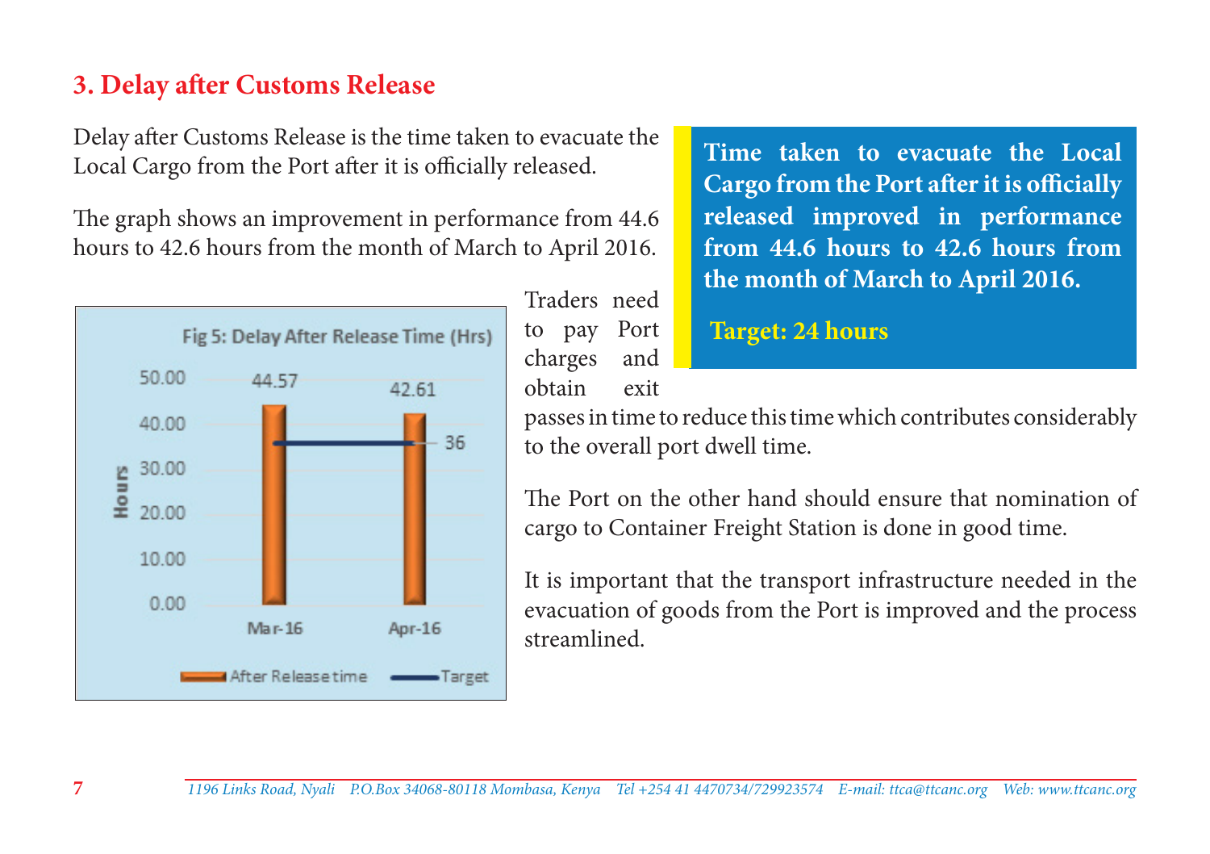## 3. Delay after Customs Release

Delay after Customs Release is the time taken to evacuate the Local Cargo from the Port after it is officially released.

The graph shows an improvement in performance from 44.6 hours to 42.6 hours from the month of March to April 2016.

**Time taken to evacuate the Local Cargo from the Port after it is officially released improved in performance from 44.6 hours to 42.6 hours from the month of March to April 2016.**

**Target: 24 hours**

Fig 5: Delay After Release Time (Hrs)

| | Mar-16 | Apr-16 |
|---|---|---|
| After Release time | 44.57 | 42.61 |
| Target | 36 | 36 |

Traders need to pay Port charges and obtain exit passes in time to reduce this time which contributes considerably to the overall port dwell time.

The Port on the other hand should ensure that nomination of cargo to Container Freight Station is done in good time.

It is important that the transport infrastructure needed in the evacuation of goods from the Port is improved and the process streamlined.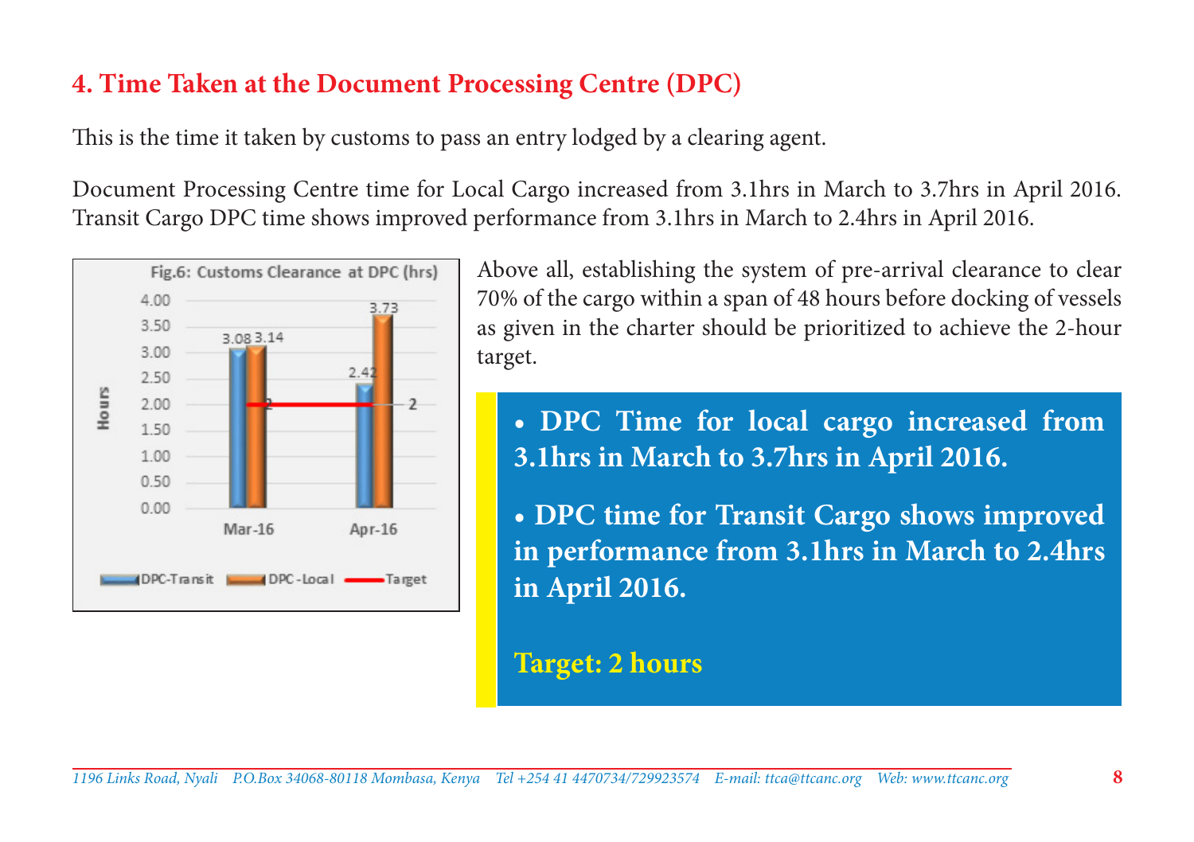## 4. Time Taken at the Document Processing Centre (DPC)

This is the time it taken by customs to pass an entry lodged by a clearing agent.

Document Processing Centre time for Local Cargo increased from 3.1hrs in March to 3.7hrs in April 2016. Transit Cargo DPC time shows improved performance from 3.1hrs in March to 2.4hrs in April 2016.

Fig.6: Customs Clearance at DPC (hrs)

| | DPC-Transit | DPC-Local | Target |
|---|---|---|---|
| Mar-16 | 3.08 | 3.14 | 2 |
| Apr-16 | 2.42 | 3.73 | 2 |

Above all, establishing the system of pre-arrival clearance to clear 70% of the cargo within a span of 48 hours before docking of vessels as given in the charter should be prioritized to achieve the 2-hour target.

- **DPC Time for local cargo increased from 3.1hrs in March to 3.7hrs in April 2016.**
- **DPC time for Transit Cargo shows improved in performance from 3.1hrs in March to 2.4hrs in April 2016.**

**Target: 2 hours**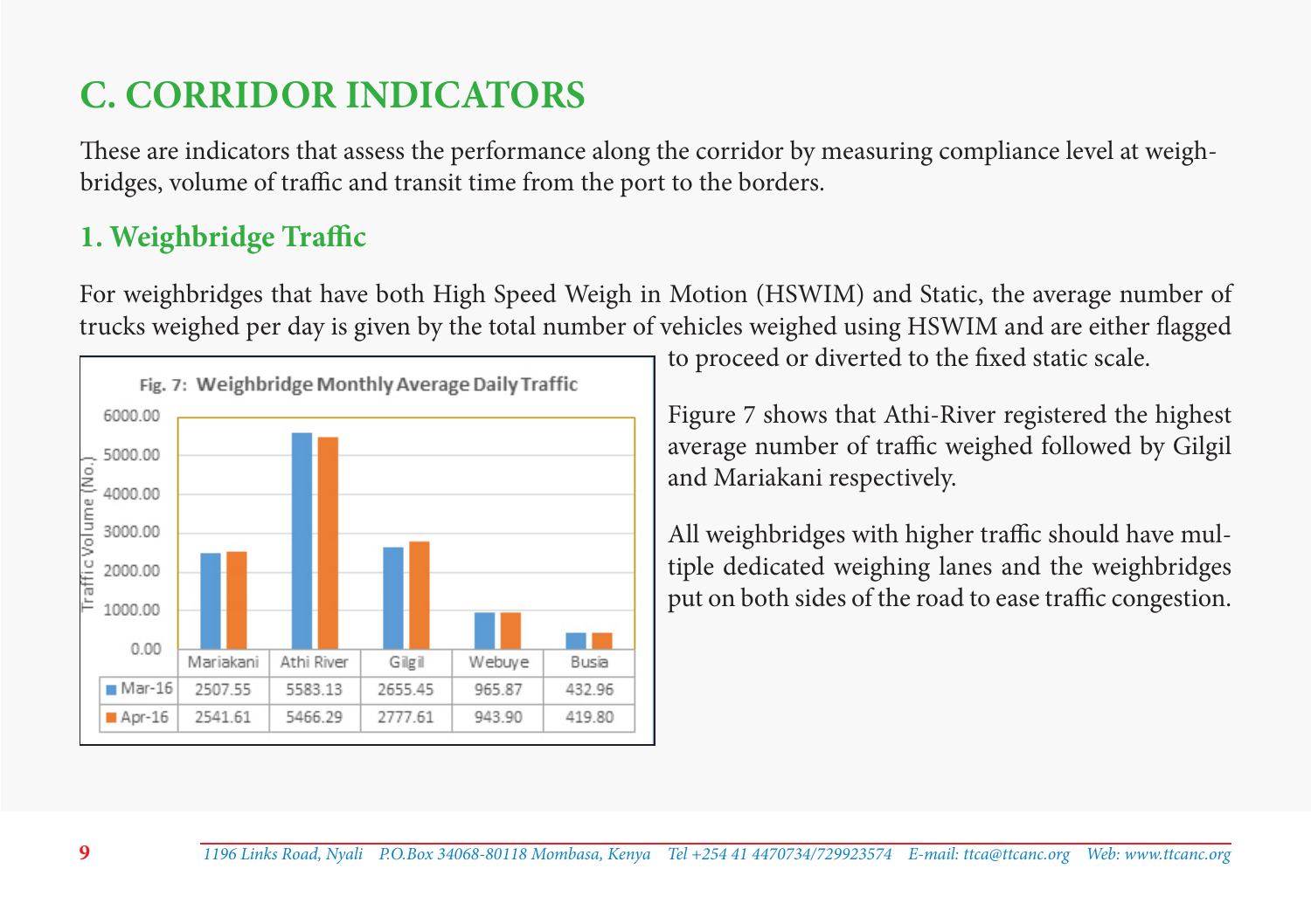## C. CORRIDOR INDICATORS

These are indicators that assess the performance along the corridor by measuring compliance level at weigh-bridges, volume of traffic and transit time from the port to the borders.

### 1. Weighbridge Traffic

For weighbridges that have both High Speed Weigh in Motion (HSWIM) and Static, the average number of trucks weighed per day is given by the total number of vehicles weighed using HSWIM and are either flagged to proceed or diverted to the fixed static scale.

Fig. 7: Weighbridge Monthly Average Daily Traffic

| | Mariakani | Athi River | Gilgil | Webuye | Busia |
|---|---|---|---|---|---|
| Mar-16 | 2507.55 | 5583.13 | 2655.45 | 965.87 | 432.96 |
| Apr-16 | 2541.61 | 5466.29 | 2777.61 | 943.90 | 419.80 |

Figure 7 shows that Athi-River registered the highest average number of traffic weighed followed by Gilgil and Mariakani respectively.

All weighbridges with higher traffic should have multiple dedicated weighing lanes and the weighbridges put on both sides of the road to ease traffic congestion.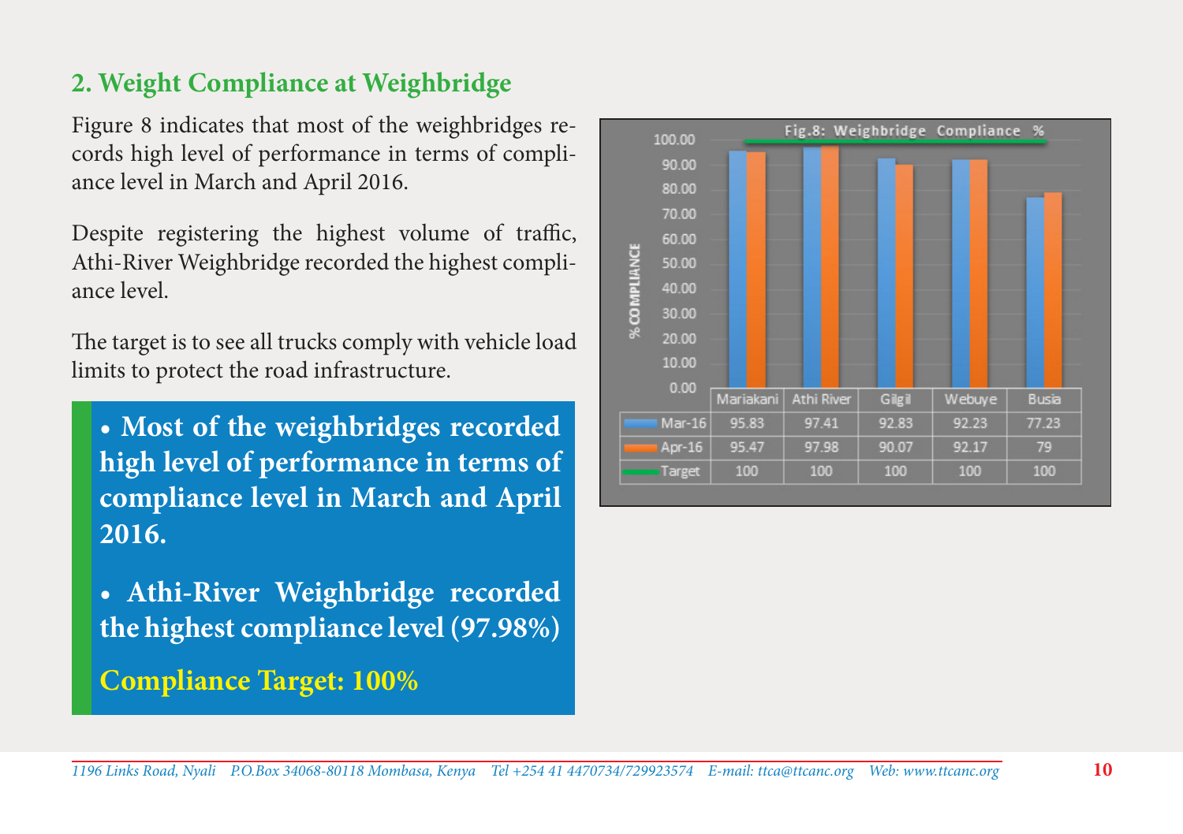## 2. Weight Compliance at Weighbridge

Figure 8 indicates that most of the weighbridges records high level of performance in terms of compliance level in March and April 2016.

Despite registering the highest volume of traffic, Athi-River Weighbridge recorded the highest compliance level.

The target is to see all trucks comply with vehicle load limits to protect the road infrastructure.

- **Most of the weighbridges recorded high level of performance in terms of compliance level in March and April 2016.**
- **Athi-River Weighbridge recorded the highest compliance level (97.98%)**

**Compliance Target: 100%**

Fig.8: Weighbridge Compliance %

| | Mariakani | Athi River | Gilgil | Webuye | Busia |
|---|---|---|---|---|---|
| Mar-16 | 95.83 | 97.41 | 92.83 | 92.23 | 77.23 |
| Apr-16 | 95.47 | 97.98 | 90.07 | 92.17 | 79 |
| Target | 100 | 100 | 100 | 100 | 100 |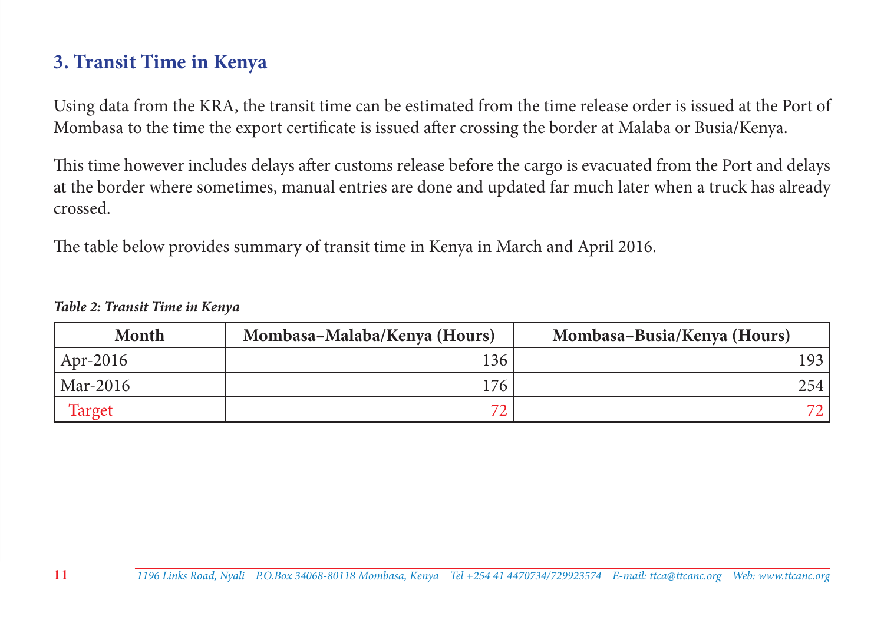## 3. Transit Time in Kenya

Using data from the KRA, the transit time can be estimated from the time release order is issued at the Port of Mombasa to the time the export certificate is issued after crossing the border at Malaba or Busia/Kenya.

This time however includes delays after customs release before the cargo is evacuated from the Port and delays at the border where sometimes, manual entries are done and updated far much later when a truck has already crossed.

The table below provides summary of transit time in Kenya in March and April 2016.

***Table 2: Transit Time in Kenya***

| Month | Mombasa–Malaba/Kenya (Hours) | Mombasa–Busia/Kenya (Hours) |
|---|---|---|
| Apr-2016 | 136 | 193 |
| Mar-2016 | 176 | 254 |
| Target | 72 | 72 |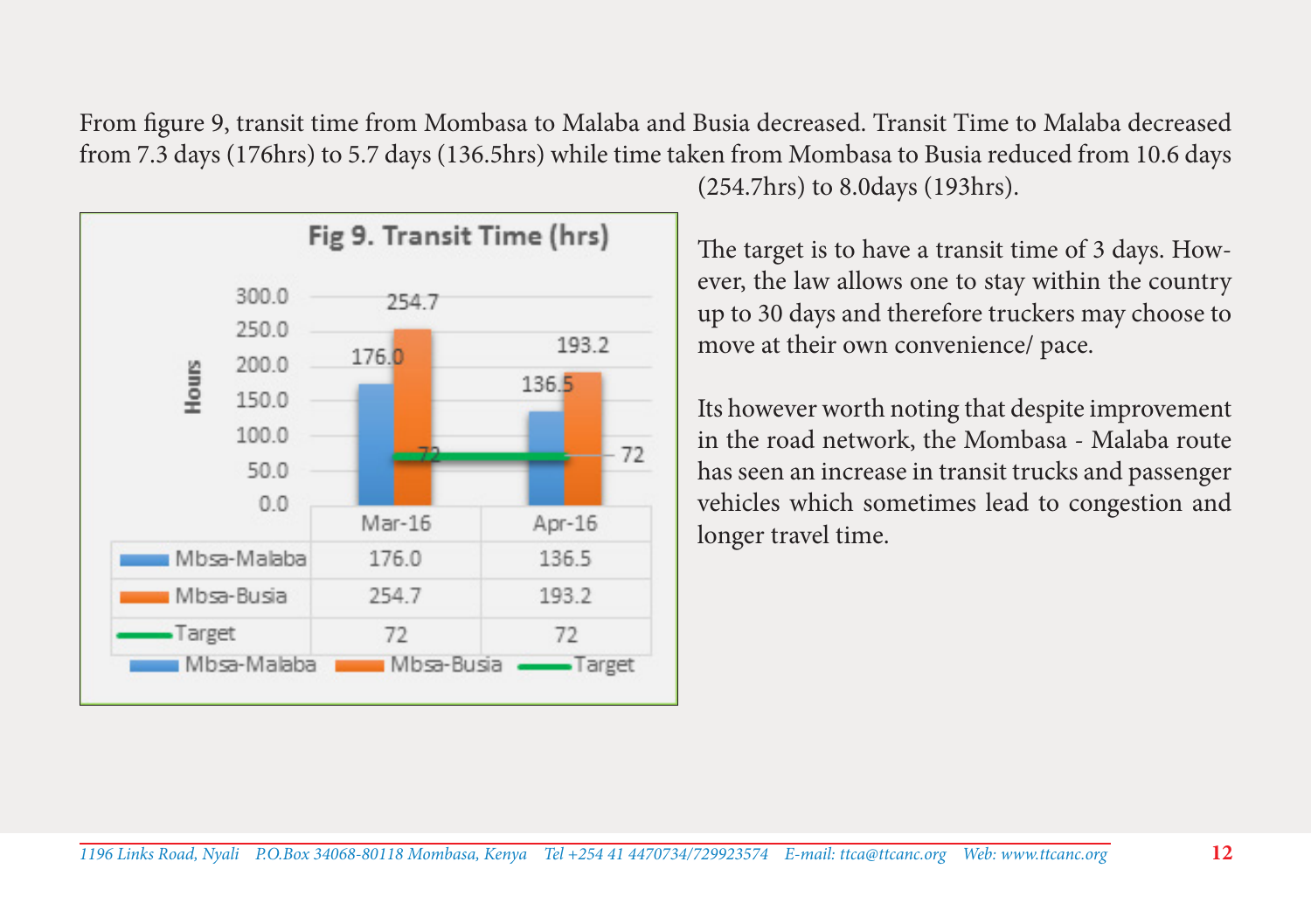From figure 9, transit time from Mombasa to Malaba and Busia decreased. Transit Time to Malaba decreased from 7.3 days (176hrs) to 5.7 days (136.5hrs) while time taken from Mombasa to Busia reduced from 10.6 days (254.7hrs) to 8.0days (193hrs).

**Fig 9. Transit Time (hrs)**

| | Mar-16 | Apr-16 |
|---|---|---|
| Mbsa-Malaba | 176.0 | 136.5 |
| Mbsa-Busia | 254.7 | 193.2 |
| Target | 72 | 72 |

The target is to have a transit time of 3 days. However, the law allows one to stay within the country up to 30 days and therefore truckers may choose to move at their own convenience/ pace.

Its however worth noting that despite improvement in the road network, the Mombasa - Malaba route has seen an increase in transit trucks and passenger vehicles which sometimes lead to congestion and longer travel time.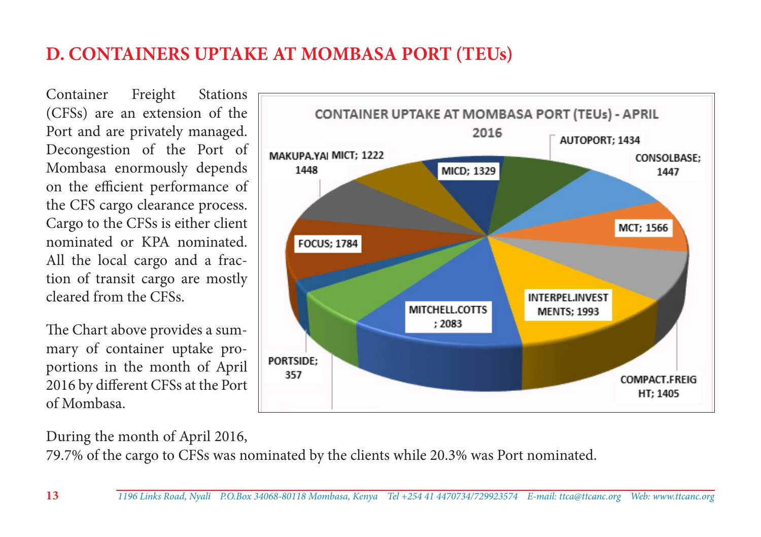## D. CONTAINERS UPTAKE AT MOMBASA PORT (TEUs)

Container Freight Stations (CFSs) are an extension of the Port and are privately managed. Decongestion of the Port of Mombasa enormously depends on the efficient performance of the CFS cargo clearance process. Cargo to the CFSs is either client nominated or KPA nominated. All the local cargo and a fraction of transit cargo are mostly cleared from the CFSs.

The Chart above provides a summary of container uptake proportions in the month of April 2016 by different CFSs at the Port of Mombasa.

CONTAINER UPTAKE AT MOMBASA PORT (TEUs) - APRIL 2016

AUTOPORT; 1434

CONSOLBASE; 1447

MCT; 1566

COMPACT.FREIGHT; 1405

INTERPEL.INVESTMENTS; 1993

MITCHELL.COTTS; 2083

PORTSIDE; 357

FOCUS; 1784

MAKUPA.YAI 1448

MICT; 1222

MICD; 1329

During the month of April 2016, 79.7% of the cargo to CFSs was nominated by the clients while 20.3% was Port nominated.